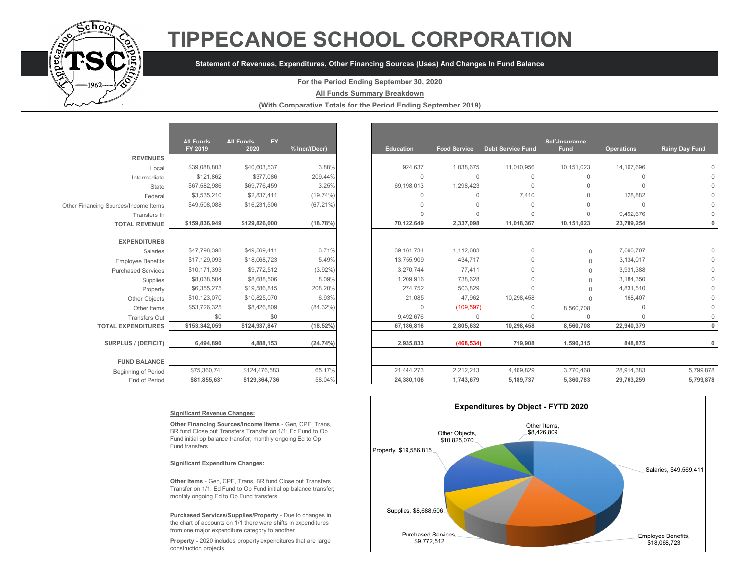# TIPPECANOE SCHOOL CORPORATION

**Statement of Revenues, Expenditures, Other Financing Sources (Uses) And Changes In Fund Balance**

**For the Period Ending September 30, 2020**

**All Funds Summary Breakdown**

**(With Comparative Totals for the Period Ending September 2019)**

| | All Funds FY 2019 | All Funds FY 2020 | % Incr/(Decr) | Education | Food Service | Debt Service Fund | Self-Insurance Fund | Operations | Rainy Day Fund |
|---|---|---|---|---|---|---|---|---|---|
| **REVENUES** | | | | | | | | | |
| Local | $39,088,803 | $40,603,537 | 3.88% | 924,637 | 1,038,675 | 11,010,956 | 10,151,023 | 14,167,696 | 0 |
| Intermediate | $121,862 | $377,086 | 209.44% | 0 | 0 | 0 | 0 | 0 | 0 |
| State | $67,582,986 | $69,776,459 | 3.25% | 69,198,013 | 1,298,423 | 0 | 0 | 0 | 0 |
| Federal | $3,535,210 | $2,837,411 | (19.74%) | 0 | 0 | 7,410 | 0 | 128,882 | 0 |
| Other Financing Sources/Income Items | $49,508,088 | $16,231,506 | (67.21%) | 0 | 0 | 0 | 0 | 0 | 0 |
| Transfers In | | | | 0 | 0 | 0 | 0 | 9,492,676 | 0 |
| **TOTAL REVENUE** | **$159,836,949** | **$129,826,000** | **(18.78%)** | **70,122,649** | **2,337,098** | **11,018,367** | **10,151,023** | **23,789,254** | **0** |
| **EXPENDITURES** | | | | | | | | | |
| Salaries | $47,798,398 | $49,569,411 | 3.71% | 39,161,734 | 1,112,683 | 0 | 0 | 7,690,707 | 0 |
| Employee Benefits | $17,129,093 | $18,068,723 | 5.49% | 13,755,909 | 434,717 | 0 | 0 | 3,134,017 | 0 |
| Purchased Services | $10,171,393 | $9,772,512 | (3.92%) | 3,270,744 | 77,411 | 0 | 0 | 3,931,388 | 0 |
| Supplies | $8,038,504 | $8,688,506 | 8.09% | 1,209,916 | 738,628 | 0 | 0 | 3,184,350 | 0 |
| Property | $6,355,275 | $19,586,815 | 208.20% | 274,752 | 503,829 | 0 | 0 | 4,831,510 | 0 |
| Other Objects | $10,123,070 | $10,825,070 | 6.93% | 21,085 | 47,962 | 10,298,458 | 0 | 168,407 | 0 |
| Other Items | $53,726,325 | $8,426,809 | (84.32%) | 0 | (109,597) | 0 | 8,560,708 | 0 | 0 |
| Transfers Out | $0 | $0 | | 9,492,676 | 0 | 0 | 0 | 0 | 0 |
| **TOTAL EXPENDITURES** | **$153,342,059** | **$124,937,847** | **(18.52%)** | **67,186,816** | **2,805,632** | **10,298,458** | **8,560,708** | **22,940,379** | **0** |
| **SURPLUS / (DEFICIT)** | **6,494,890** | **4,888,153** | **(24.74%)** | **2,935,833** | **(468,534)** | **719,908** | **1,590,315** | **848,875** | **0** |
| **FUND BALANCE** | | | | | | | | | |
| Beginning of Period | $75,360,741 | $124,476,583 | 65.17% | 21,444,273 | 2,212,213 | 4,469,829 | 3,770,468 | 28,914,383 | 5,799,878 |
| End of Period | **$81,855,631** | **$129,364,736** | 58.04% | **24,380,106** | **1,743,679** | **5,189,737** | **5,360,783** | **29,763,259** | **5,799,878** |

**Significant Revenue Changes:**

**Other Financing Sources/Income Items** - Gen, CPF, Trans, BR fund Close out Transfers Transfer on 1/1; Ed Fund to Op Fund initial op balance transfer; monthly ongoing Ed to Op Fund transfers

**Significant Expenditure Changes:**

**Other Items** - Gen, CPF, Trans, BR fund Close out Transfers Transfer on 1/1; Ed Fund to Op Fund initial op balance transfer; monthly ongoing Ed to Op Fund transfers

**Purchased Services/Supplies/Property** - Due to changes in the chart of accounts on 1/1 there were shifts in expenditures from one major expenditure category to another

**Property -** 2020 includes property expenditures that are large construction projects.

**Expenditures by Object - FYTD 2020**

| Object | Amount |
|---|---|
| Salaries | $49,569,411 |
| Employee Benefits | $18,068,723 |
| Purchased Services | $9,772,512 |
| Supplies | $8,688,506 |
| Property | $19,586,815 |
| Other Objects | $10,825,070 |
| Other Items | $8,426,809 |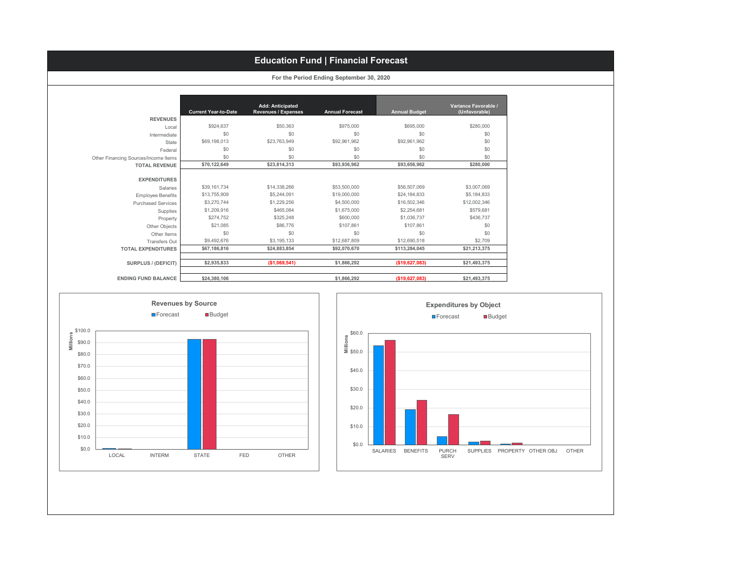# Education Fund | Financial Forecast

**For the Period Ending September 30, 2020**

| | Current Year-to-Date | Add: Anticipated Revenues / Expenses | Annual Forecast | Annual Budget | Variance Favorable / (Unfavorable) |
|---|---|---|---|---|---|
| **REVENUES** | | | | | |
| Local | $924,637 | $50,363 | $975,000 | $695,000 | $280,000 |
| Intermediate | $0 | $0 | $0 | $0 | $0 |
| State | $69,198,013 | $23,763,949 | $92,961,962 | $92,961,962 | $0 |
| Federal | $0 | $0 | $0 | $0 | $0 |
| Other Financing Sources/Income Items | $0 | $0 | $0 | $0 | $0 |
| **TOTAL REVENUE** | **$70,122,649** | **$23,814,313** | **$93,936,962** | **$93,656,962** | **$280,000** |
| **EXPENDITURES** | | | | | |
| Salaries | $39,161,734 | $14,338,266 | $53,500,000 | $56,507,069 | $3,007,069 |
| Employee Benefits | $13,755,909 | $5,244,091 | $19,000,000 | $24,184,833 | $5,184,833 |
| Purchased Services | $3,270,744 | $1,229,256 | $4,500,000 | $16,502,346 | $12,002,346 |
| Supplies | $1,209,916 | $465,084 | $1,675,000 | $2,254,681 | $579,681 |
| Property | $274,752 | $325,248 | $600,000 | $1,036,737 | $436,737 |
| Other Objects | $21,085 | $86,776 | $107,861 | $107,861 | $0 |
| Other Items | $0 | $0 | $0 | $0 | $0 |
| Transfers Out | $9,492,676 | $3,195,133 | $12,687,809 | $12,690,518 | $2,709 |
| **TOTAL EXPENDITURES** | **$67,186,816** | **$24,883,854** | **$92,070,670** | **$113,284,045** | **$21,213,375** |
| **SURPLUS / (DEFICIT)** | **$2,935,833** | **($1,069,541)** | **$1,866,292** | **($19,627,083)** | **$21,493,375** |
| **ENDING FUND BALANCE** | **$24,380,106** | | **$1,866,292** | **($19,627,083)** | **$21,493,375** |

**Revenues by Source**

Forecast / Budget (Millions): LOCAL, INTERM, STATE, FED, OTHER

**Expenditures by Object**

Forecast / Budget (Millions): SALARIES, BENEFITS, PURCH SERV, SUPPLIES, PROPERTY, OTHER OBJ, OTHER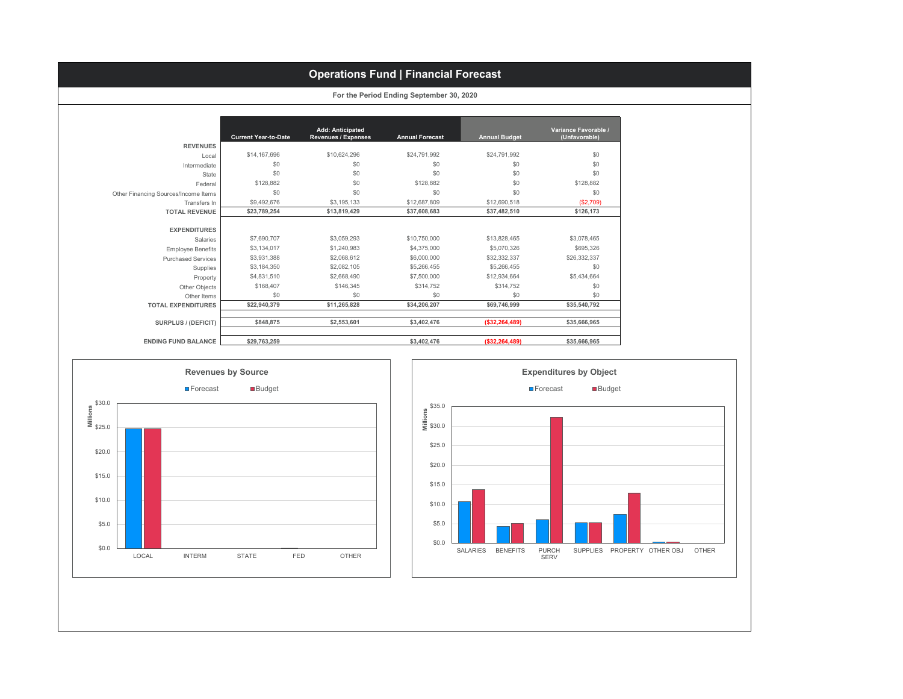# Operations Fund | Financial Forecast

**For the Period Ending September 30, 2020**

| | Current Year-to-Date | Add: Anticipated Revenues / Expenses | Annual Forecast | Annual Budget | Variance Favorable / (Unfavorable) |
|---|---|---|---|---|---|
| **REVENUES** | | | | | |
| Local | $14,167,696 | $10,624,296 | $24,791,992 | $24,791,992 | $0 |
| Intermediate | $0 | $0 | $0 | $0 | $0 |
| State | $0 | $0 | $0 | $0 | $0 |
| Federal | $128,882 | $0 | $128,882 | $0 | $128,882 |
| Other Financing Sources/Income Items | $0 | $0 | $0 | $0 | $0 |
| Transfers In | $9,492,676 | $3,195,133 | $12,687,809 | $12,690,518 | ($2,709) |
| **TOTAL REVENUE** | **$23,789,254** | **$13,819,429** | **$37,608,683** | **$37,482,510** | **$126,173** |
| **EXPENDITURES** | | | | | |
| Salaries | $7,690,707 | $3,059,293 | $10,750,000 | $13,828,465 | $3,078,465 |
| Employee Benefits | $3,134,017 | $1,240,983 | $4,375,000 | $5,070,326 | $695,326 |
| Purchased Services | $3,931,388 | $2,068,612 | $6,000,000 | $32,332,337 | $26,332,337 |
| Supplies | $3,184,350 | $2,082,105 | $5,266,455 | $5,266,455 | $0 |
| Property | $4,831,510 | $2,668,490 | $7,500,000 | $12,934,664 | $5,434,664 |
| Other Objects | $168,407 | $146,345 | $314,752 | $314,752 | $0 |
| Other Items | $0 | $0 | $0 | $0 | $0 |
| **TOTAL EXPENDITURES** | **$22,940,379** | **$11,265,828** | **$34,206,207** | **$69,746,999** | **$35,540,792** |
| **SURPLUS / (DEFICIT)** | **$848,875** | **$2,553,601** | **$3,402,476** | **($32,264,489)** | **$35,666,965** |
| **ENDING FUND BALANCE** | **$29,763,259** | | **$3,402,476** | **($32,264,489)** | **$35,666,965** |

## Revenues by Source

Forecast / Budget (Millions)

| | LOCAL | INTERM | STATE | FED | OTHER |
|---|---|---|---|---|---|

## Expenditures by Object

Forecast / Budget (Millions)

| | SALARIES | BENEFITS | PURCH SERV | SUPPLIES | PROPERTY | OTHER OBJ | OTHER |
|---|---|---|---|---|---|---|---|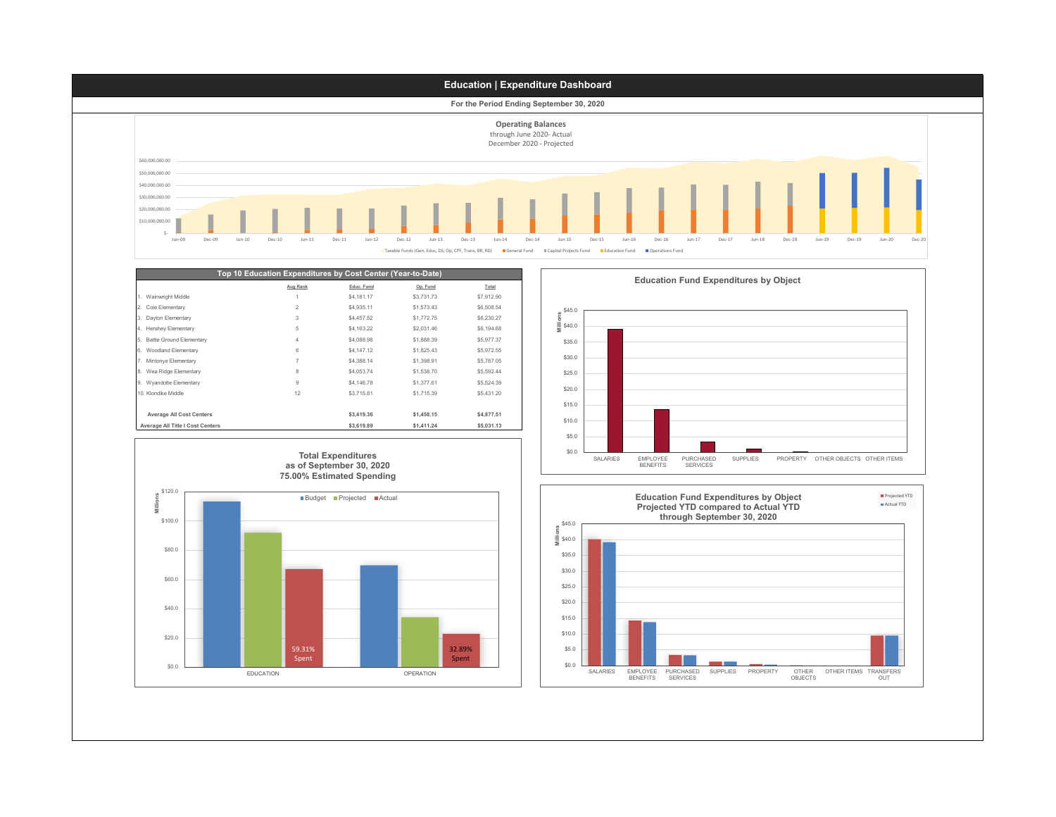# Education | Expenditure Dashboard

**For the Period Ending September 30, 2020**

### Operating Balances

through June 2020- Actual
December 2020 - Projected

Taxable Funds (Gen, Educ, DS, Op, CPF, Trans, BR, RD) | General Fund | Capital Projects Fund | Education Fund | Operations Fund

### Top 10 Education Expenditures by Cost Center (Year-to-Date)

| | Aug Rank | Educ. Fund | Op. Fund | Total |
|---|---|---|---|---|
| 1. Wainwright Middle | 1 | $4,181.17 | $3,731.73 | $7,912.90 |
| 2. Cole Elementary | 2 | $4,935.11 | $1,573.43 | $6,508.54 |
| 3. Dayton Elementary | 3 | $4,457.52 | $1,772.75 | $6,230.27 |
| 4. Hershey Elementary | 5 | $4,163.22 | $2,031.46 | $6,194.68 |
| 5. Battle Ground Elementary | 4 | $4,088.98 | $1,888.39 | $5,977.37 |
| 6. Woodland Elementary | 6 | $4,147.12 | $1,825.43 | $5,972.55 |
| 7. Mintonye Elementary | 7 | $4,388.14 | $1,398.91 | $5,787.05 |
| 8. Wea Ridge Elementary | 8 | $4,053.74 | $1,538.70 | $5,592.44 |
| 9. Wyandotte Elementary | 9 | $4,146.78 | $1,377.61 | $5,524.39 |
| 10. Klondike Middle | 12 | $3,715.81 | $1,715.39 | $5,431.20 |
| | | | | |
| **Average All Cost Centers** | | **$3,419.36** | **$1,458.15** | **$4,877.51** |
| **Average All Title I Cost Centers** | | **$3,619.89** | **$1,411.24** | **$5,031.13** |

### Education Fund Expenditures by Object

### Total Expenditures as of September 30, 2020 — 75.00% Estimated Spending

Budget | Projected | Actual

- EDUCATION: 59.31% Spent
- OPERATION: 32.89% Spent

### Education Fund Expenditures by Object — Projected YTD compared to Actual YTD through September 30, 2020

Projected YTD | Actual YTD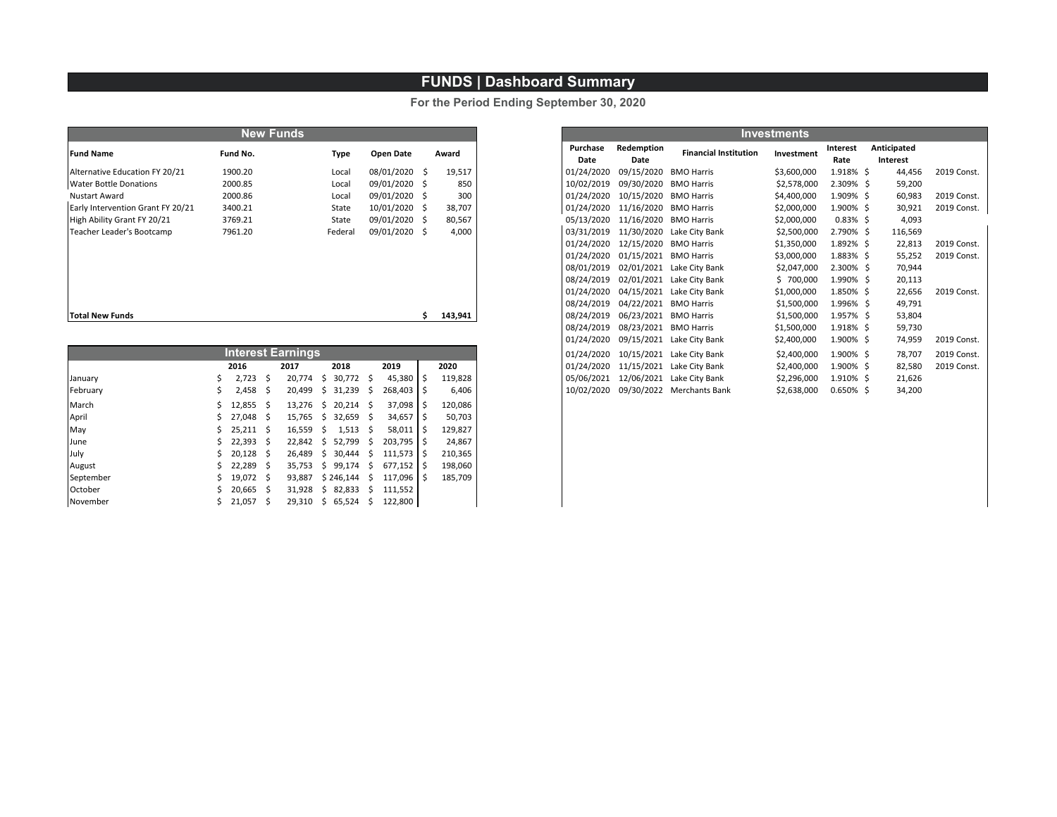# FUNDS | Dashboard Summary

**For the Period Ending September 30, 2020**

## New Funds

| Fund Name | Fund No. | Type | Open Date | Award |
|---|---|---|---|---|
| Alternative Education FY 20/21 | 1900.20 | Local | 08/01/2020 | $ 19,517 |
| Water Bottle Donations | 2000.85 | Local | 09/01/2020 | $ 850 |
| Nustart Award | 2000.86 | Local | 09/01/2020 | $ 300 |
| Early Intervention Grant FY 20/21 | 3400.21 | State | 10/01/2020 | $ 38,707 |
| High Ability Grant FY 20/21 | 3769.21 | State | 09/01/2020 | $ 80,567 |
| Teacher Leader's Bootcamp | 7961.20 | Federal | 09/01/2020 | $ 4,000 |
| **Total New Funds** | | | | **$ 143,941** |

## Interest Earnings

| | 2016 | 2017 | 2018 | 2019 | 2020 |
|---|---|---|---|---|---|
| January | $ 2,723 | $ 20,774 | $ 30,772 | $ 45,380 | $ 119,828 |
| February | $ 2,458 | $ 20,499 | $ 31,239 | $ 268,403 | $ 6,406 |
| March | $ 12,855 | $ 13,276 | $ 20,214 | $ 37,098 | $ 120,086 |
| April | $ 27,048 | $ 15,765 | $ 32,659 | $ 34,657 | $ 50,703 |
| May | $ 25,211 | $ 16,559 | $ 1,513 | $ 58,011 | $ 129,827 |
| June | $ 22,393 | $ 22,842 | $ 52,799 | $ 203,795 | $ 24,867 |
| July | $ 20,128 | $ 26,489 | $ 30,444 | $ 111,573 | $ 210,365 |
| August | $ 22,289 | $ 35,753 | $ 99,174 | $ 677,152 | $ 198,060 |
| September | $ 19,072 | $ 93,887 | $ 246,144 | $ 117,096 | $ 185,709 |
| October | $ 20,665 | $ 31,928 | $ 82,833 | $ 111,552 | |
| November | $ 21,057 | $ 29,310 | $ 65,524 | $ 122,800 | |

## Investments

| Purchase Date | Redemption Date | Financial Institution | Investment | Interest Rate | Anticipated Interest | |
|---|---|---|---|---|---|---|
| 01/24/2020 | 09/15/2020 | BMO Harris | $3,600,000 | 1.918% | $ 44,456 | 2019 Const. |
| 10/02/2019 | 09/30/2020 | BMO Harris | $2,578,000 | 2.309% | $ 59,200 | |
| 01/24/2020 | 10/15/2020 | BMO Harris | $4,400,000 | 1.909% | $ 60,983 | 2019 Const. |
| 01/24/2020 | 11/16/2020 | BMO Harris | $2,000,000 | 1.900% | $ 30,921 | 2019 Const. |
| 05/13/2020 | 11/16/2020 | BMO Harris | $2,000,000 | 0.83% | $ 4,093 | |
| 03/31/2019 | 11/30/2020 | Lake City Bank | $2,500,000 | 2.790% | $ 116,569 | |
| 01/24/2020 | 12/15/2020 | BMO Harris | $1,350,000 | 1.892% | $ 22,813 | 2019 Const. |
| 01/24/2020 | 01/15/2021 | BMO Harris | $3,000,000 | 1.883% | $ 55,252 | 2019 Const. |
| 08/01/2019 | 02/01/2021 | Lake City Bank | $2,047,000 | 2.300% | $ 70,944 | |
| 08/24/2019 | 02/01/2021 | Lake City Bank | $ 700,000 | 1.990% | $ 20,113 | |
| 01/24/2020 | 04/15/2021 | Lake City Bank | $1,000,000 | 1.850% | $ 22,656 | 2019 Const. |
| 08/24/2019 | 04/22/2021 | BMO Harris | $1,500,000 | 1.996% | $ 49,791 | |
| 08/24/2019 | 06/23/2021 | BMO Harris | $1,500,000 | 1.957% | $ 53,804 | |
| 08/24/2019 | 08/23/2021 | BMO Harris | $1,500,000 | 1.918% | $ 59,730 | |
| 01/24/2020 | 09/15/2021 | Lake City Bank | $2,400,000 | 1.900% | $ 74,959 | 2019 Const. |
| 01/24/2020 | 10/15/2021 | Lake City Bank | $2,400,000 | 1.900% | $ 78,707 | 2019 Const. |
| 01/24/2020 | 11/15/2021 | Lake City Bank | $2,400,000 | 1.900% | $ 82,580 | 2019 Const. |
| 05/06/2021 | 12/06/2021 | Lake City Bank | $2,296,000 | 1.910% | $ 21,626 | |
| 10/02/2020 | 09/30/2022 | Merchants Bank | $2,638,000 | 0.650% | $ 34,200 | |